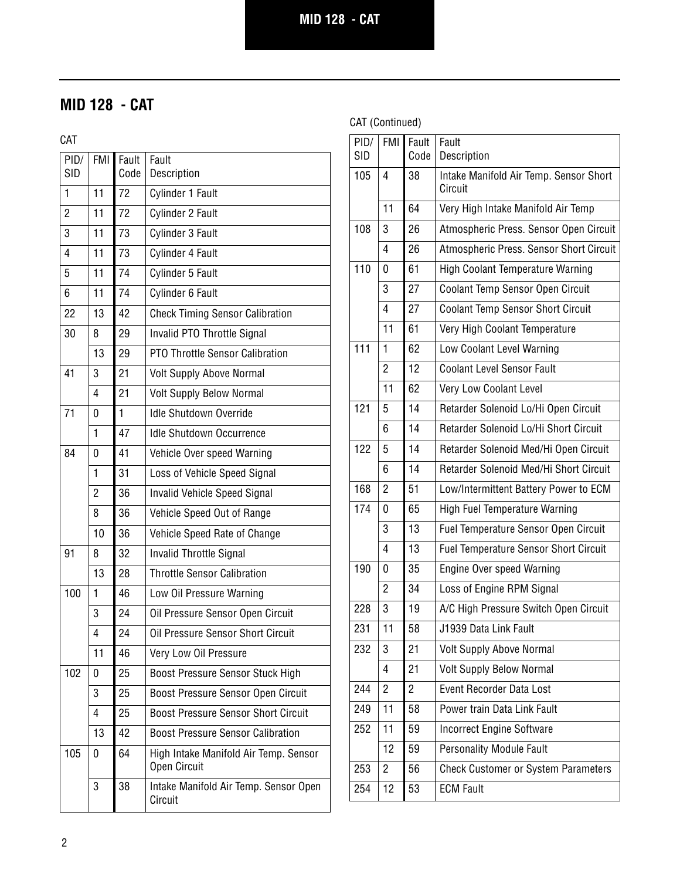## MID 128 - CAT

CAT

| PID/ SID | FMI | Fault Code | Fault Description |
|---|---|---|---|
| 1 | 11 | 72 | Cylinder 1 Fault |
| 2 | 11 | 72 | Cylinder 2 Fault |
| 3 | 11 | 73 | Cylinder 3 Fault |
| 4 | 11 | 73 | Cylinder 4 Fault |
| 5 | 11 | 74 | Cylinder 5 Fault |
| 6 | 11 | 74 | Cylinder 6 Fault |
| 22 | 13 | 42 | Check Timing Sensor Calibration |
| 30 | 8 | 29 | Invalid PTO Throttle Signal |
| | 13 | 29 | PTO Throttle Sensor Calibration |
| 41 | 3 | 21 | Volt Supply Above Normal |
| | 4 | 21 | Volt Supply Below Normal |
| 71 | 0 | 1 | Idle Shutdown Override |
| | 1 | 47 | Idle Shutdown Occurrence |
| 84 | 0 | 41 | Vehicle Over speed Warning |
| | 1 | 31 | Loss of Vehicle Speed Signal |
| | 2 | 36 | Invalid Vehicle Speed Signal |
| | 8 | 36 | Vehicle Speed Out of Range |
| | 10 | 36 | Vehicle Speed Rate of Change |
| 91 | 8 | 32 | Invalid Throttle Signal |
| | 13 | 28 | Throttle Sensor Calibration |
| 100 | 1 | 46 | Low Oil Pressure Warning |
| | 3 | 24 | Oil Pressure Sensor Open Circuit |
| | 4 | 24 | Oil Pressure Sensor Short Circuit |
| | 11 | 46 | Very Low Oil Pressure |
| 102 | 0 | 25 | Boost Pressure Sensor Stuck High |
| | 3 | 25 | Boost Pressure Sensor Open Circuit |
| | 4 | 25 | Boost Pressure Sensor Short Circuit |
| | 13 | 42 | Boost Pressure Sensor Calibration |
| 105 | 0 | 64 | High Intake Manifold Air Temp. Sensor Open Circuit |
| | 3 | 38 | Intake Manifold Air Temp. Sensor Open Circuit |

CAT (Continued)

| PID/ SID | FMI | Fault Code | Fault Description |
|---|---|---|---|
| 105 | 4 | 38 | Intake Manifold Air Temp. Sensor Short Circuit |
| | 11 | 64 | Very High Intake Manifold Air Temp |
| 108 | 3 | 26 | Atmospheric Press. Sensor Open Circuit |
| | 4 | 26 | Atmospheric Press. Sensor Short Circuit |
| 110 | 0 | 61 | High Coolant Temperature Warning |
| | 3 | 27 | Coolant Temp Sensor Open Circuit |
| | 4 | 27 | Coolant Temp Sensor Short Circuit |
| | 11 | 61 | Very High Coolant Temperature |
| 111 | 1 | 62 | Low Coolant Level Warning |
| | 2 | 12 | Coolant Level Sensor Fault |
| | 11 | 62 | Very Low Coolant Level |
| 121 | 5 | 14 | Retarder Solenoid Lo/Hi Open Circuit |
| | 6 | 14 | Retarder Solenoid Lo/Hi Short Circuit |
| 122 | 5 | 14 | Retarder Solenoid Med/Hi Open Circuit |
| | 6 | 14 | Retarder Solenoid Med/Hi Short Circuit |
| 168 | 2 | 51 | Low/Intermittent Battery Power to ECM |
| 174 | 0 | 65 | High Fuel Temperature Warning |
| | 3 | 13 | Fuel Temperature Sensor Open Circuit |
| | 4 | 13 | Fuel Temperature Sensor Short Circuit |
| 190 | 0 | 35 | Engine Over speed Warning |
| | 2 | 34 | Loss of Engine RPM Signal |
| 228 | 3 | 19 | A/C High Pressure Switch Open Circuit |
| 231 | 11 | 58 | J1939 Data Link Fault |
| 232 | 3 | 21 | Volt Supply Above Normal |
| | 4 | 21 | Volt Supply Below Normal |
| 244 | 2 | 2 | Event Recorder Data Lost |
| 249 | 11 | 58 | Power train Data Link Fault |
| 252 | 11 | 59 | Incorrect Engine Software |
| | 12 | 59 | Personality Module Fault |
| 253 | 2 | 56 | Check Customer or System Parameters |
| 254 | 12 | 53 | ECM Fault |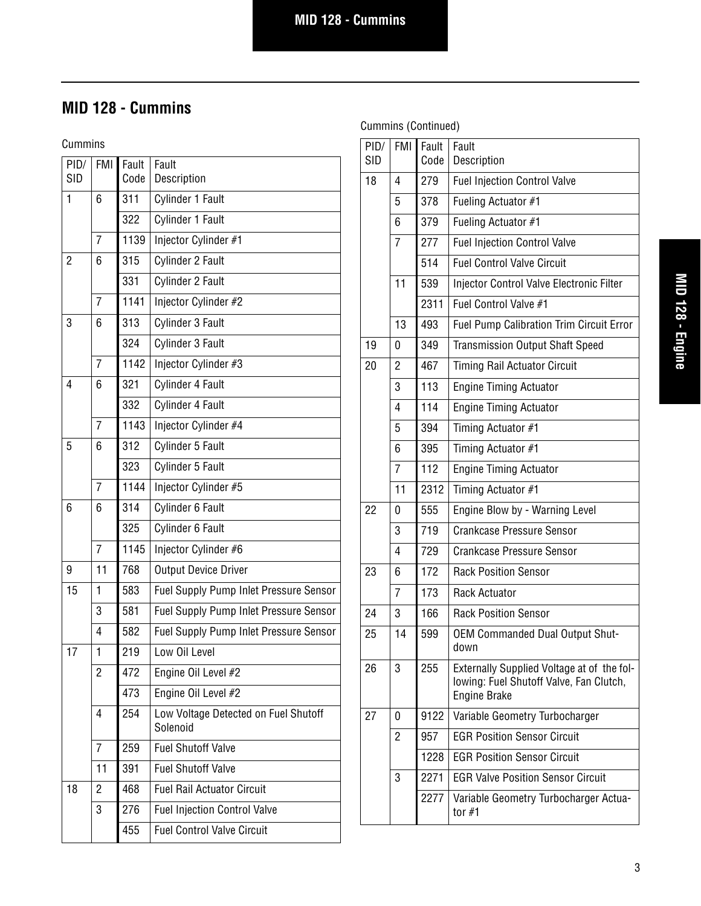## MID 128 - Cummins

Cummins

| PID/ SID | FMI | Fault Code | Fault Description |
|---|---|---|---|
| 1 | 6 | 311 | Cylinder 1 Fault |
| | | 322 | Cylinder 1 Fault |
| | 7 | 1139 | Injector Cylinder #1 |
| 2 | 6 | 315 | Cylinder 2 Fault |
| | | 331 | Cylinder 2 Fault |
| | 7 | 1141 | Injector Cylinder #2 |
| 3 | 6 | 313 | Cylinder 3 Fault |
| | | 324 | Cylinder 3 Fault |
| | 7 | 1142 | Injector Cylinder #3 |
| 4 | 6 | 321 | Cylinder 4 Fault |
| | | 332 | Cylinder 4 Fault |
| | 7 | 1143 | Injector Cylinder #4 |
| 5 | 6 | 312 | Cylinder 5 Fault |
| | | 323 | Cylinder 5 Fault |
| | 7 | 1144 | Injector Cylinder #5 |
| 6 | 6 | 314 | Cylinder 6 Fault |
| | | 325 | Cylinder 6 Fault |
| | 7 | 1145 | Injector Cylinder #6 |
| 9 | 11 | 768 | Output Device Driver |
| 15 | 1 | 583 | Fuel Supply Pump Inlet Pressure Sensor |
| | 3 | 581 | Fuel Supply Pump Inlet Pressure Sensor |
| | 4 | 582 | Fuel Supply Pump Inlet Pressure Sensor |
| 17 | 1 | 219 | Low Oil Level |
| | 2 | 472 | Engine Oil Level #2 |
| | | 473 | Engine Oil Level #2 |
| | 4 | 254 | Low Voltage Detected on Fuel Shutoff Solenoid |
| | 7 | 259 | Fuel Shutoff Valve |
| | 11 | 391 | Fuel Shutoff Valve |
| 18 | 2 | 468 | Fuel Rail Actuator Circuit |
| | 3 | 276 | Fuel Injection Control Valve |
| | | 455 | Fuel Control Valve Circuit |
| 18 | 4 | 279 | Fuel Injection Control Valve |
| | 5 | 378 | Fueling Actuator #1 |
| | 6 | 379 | Fueling Actuator #1 |
| | 7 | 277 | Fuel Injection Control Valve |
| | | 514 | Fuel Control Valve Circuit |
| | 11 | 539 | Injector Control Valve Electronic Filter |
| | | 2311 | Fuel Control Valve #1 |
| | 13 | 493 | Fuel Pump Calibration Trim Circuit Error |
| 19 | 0 | 349 | Transmission Output Shaft Speed |
| 20 | 2 | 467 | Timing Rail Actuator Circuit |
| | 3 | 113 | Engine Timing Actuator |
| | 4 | 114 | Engine Timing Actuator |
| | 5 | 394 | Timing Actuator #1 |
| | 6 | 395 | Timing Actuator #1 |
| | 7 | 112 | Engine Timing Actuator |
| | 11 | 2312 | Timing Actuator #1 |
| 22 | 0 | 555 | Engine Blow by - Warning Level |
| | 3 | 719 | Crankcase Pressure Sensor |
| | 4 | 729 | Crankcase Pressure Sensor |
| 23 | 6 | 172 | Rack Position Sensor |
| | 7 | 173 | Rack Actuator |
| 24 | 3 | 166 | Rack Position Sensor |
| 25 | 14 | 599 | OEM Commanded Dual Output Shutdown |
| 26 | 3 | 255 | Externally Supplied Voltage at of the following: Fuel Shutoff Valve, Fan Clutch, Engine Brake |
| 27 | 0 | 9122 | Variable Geometry Turbocharger |
| | 2 | 957 | EGR Position Sensor Circuit |
| | | 1228 | EGR Position Sensor Circuit |
| | 3 | 2271 | EGR Valve Position Sensor Circuit |
| | | 2277 | Variable Geometry Turbocharger Actuator #1 |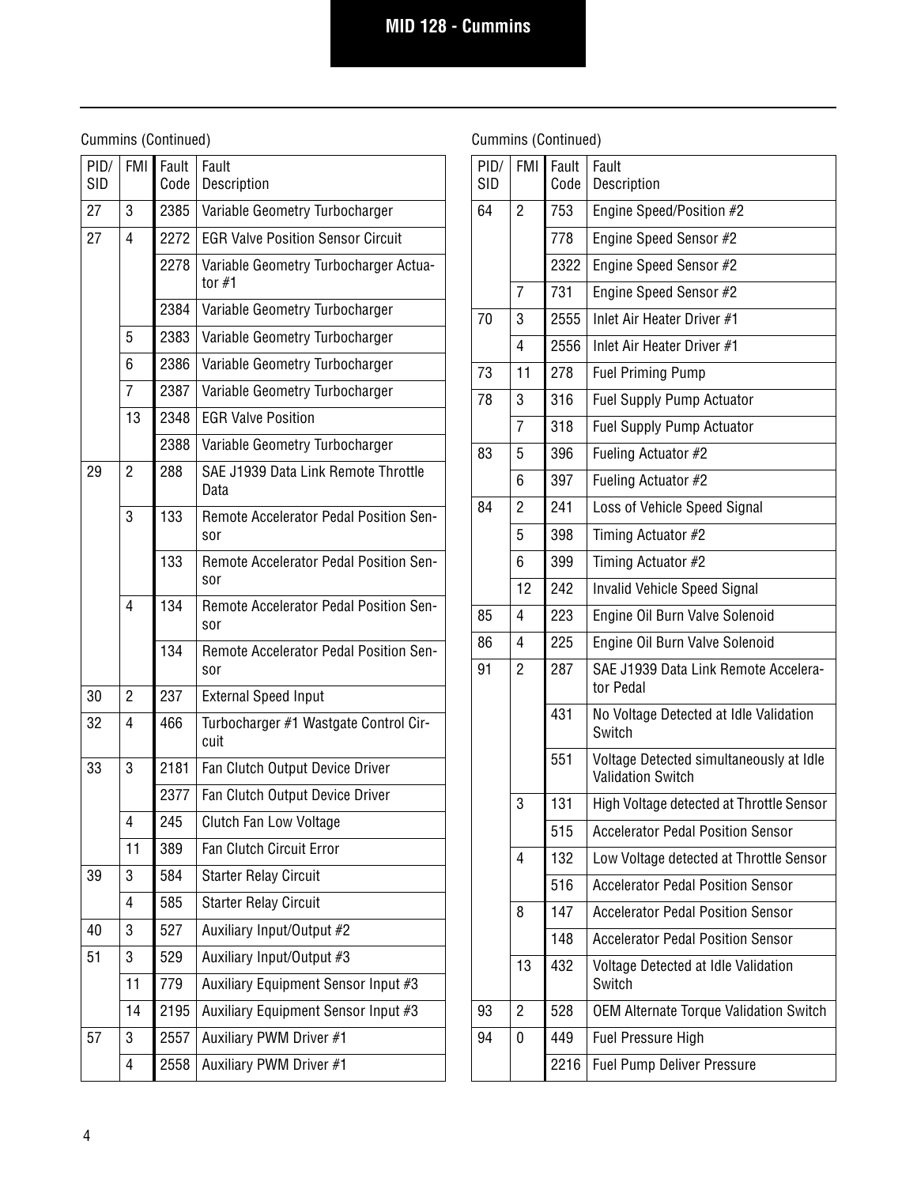Cummins (Continued)

| PID/ SID | FMI | Fault Code | Fault Description |
|---|---|---|---|
| 27 | 3 | 2385 | Variable Geometry Turbocharger |
| 27 | 4 | 2272 | EGR Valve Position Sensor Circuit |
| | | 2278 | Variable Geometry Turbocharger Actuator #1 |
| | | 2384 | Variable Geometry Turbocharger |
| | 5 | 2383 | Variable Geometry Turbocharger |
| | 6 | 2386 | Variable Geometry Turbocharger |
| | 7 | 2387 | Variable Geometry Turbocharger |
| | 13 | 2348 | EGR Valve Position |
| | | 2388 | Variable Geometry Turbocharger |
| 29 | 2 | 288 | SAE J1939 Data Link Remote Throttle Data |
| | 3 | 133 | Remote Accelerator Pedal Position Sensor |
| | | 133 | Remote Accelerator Pedal Position Sensor |
| | 4 | 134 | Remote Accelerator Pedal Position Sensor |
| | | 134 | Remote Accelerator Pedal Position Sensor |
| 30 | 2 | 237 | External Speed Input |
| 32 | 4 | 466 | Turbocharger #1 Wastgate Control Circuit |
| 33 | 3 | 2181 | Fan Clutch Output Device Driver |
| | | 2377 | Fan Clutch Output Device Driver |
| | 4 | 245 | Clutch Fan Low Voltage |
| | 11 | 389 | Fan Clutch Circuit Error |
| 39 | 3 | 584 | Starter Relay Circuit |
| | 4 | 585 | Starter Relay Circuit |
| 40 | 3 | 527 | Auxiliary Input/Output #2 |
| 51 | 3 | 529 | Auxiliary Input/Output #3 |
| | 11 | 779 | Auxiliary Equipment Sensor Input #3 |
| | 14 | 2195 | Auxiliary Equipment Sensor Input #3 |
| 57 | 3 | 2557 | Auxiliary PWM Driver #1 |
| | 4 | 2558 | Auxiliary PWM Driver #1 |

Cummins (Continued)

| PID/ SID | FMI | Fault Code | Fault Description |
|---|---|---|---|
| 64 | 2 | 753 | Engine Speed/Position #2 |
| | | 778 | Engine Speed Sensor #2 |
| | | 2322 | Engine Speed Sensor #2 |
| | 7 | 731 | Engine Speed Sensor #2 |
| 70 | 3 | 2555 | Inlet Air Heater Driver #1 |
| | 4 | 2556 | Inlet Air Heater Driver #1 |
| 73 | 11 | 278 | Fuel Priming Pump |
| 78 | 3 | 316 | Fuel Supply Pump Actuator |
| | 7 | 318 | Fuel Supply Pump Actuator |
| 83 | 5 | 396 | Fueling Actuator #2 |
| | 6 | 397 | Fueling Actuator #2 |
| 84 | 2 | 241 | Loss of Vehicle Speed Signal |
| | 5 | 398 | Timing Actuator #2 |
| | 6 | 399 | Timing Actuator #2 |
| | 12 | 242 | Invalid Vehicle Speed Signal |
| 85 | 4 | 223 | Engine Oil Burn Valve Solenoid |
| 86 | 4 | 225 | Engine Oil Burn Valve Solenoid |
| 91 | 2 | 287 | SAE J1939 Data Link Remote Accelerator Pedal |
| | | 431 | No Voltage Detected at Idle Validation Switch |
| | | 551 | Voltage Detected simultaneously at Idle Validation Switch |
| | 3 | 131 | High Voltage detected at Throttle Sensor |
| | | 515 | Accelerator Pedal Position Sensor |
| | 4 | 132 | Low Voltage detected at Throttle Sensor |
| | | 516 | Accelerator Pedal Position Sensor |
| | 8 | 147 | Accelerator Pedal Position Sensor |
| | | 148 | Accelerator Pedal Position Sensor |
| | 13 | 432 | Voltage Detected at Idle Validation Switch |
| 93 | 2 | 528 | OEM Alternate Torque Validation Switch |
| 94 | 0 | 449 | Fuel Pressure High |
| | | 2216 | Fuel Pump Deliver Pressure |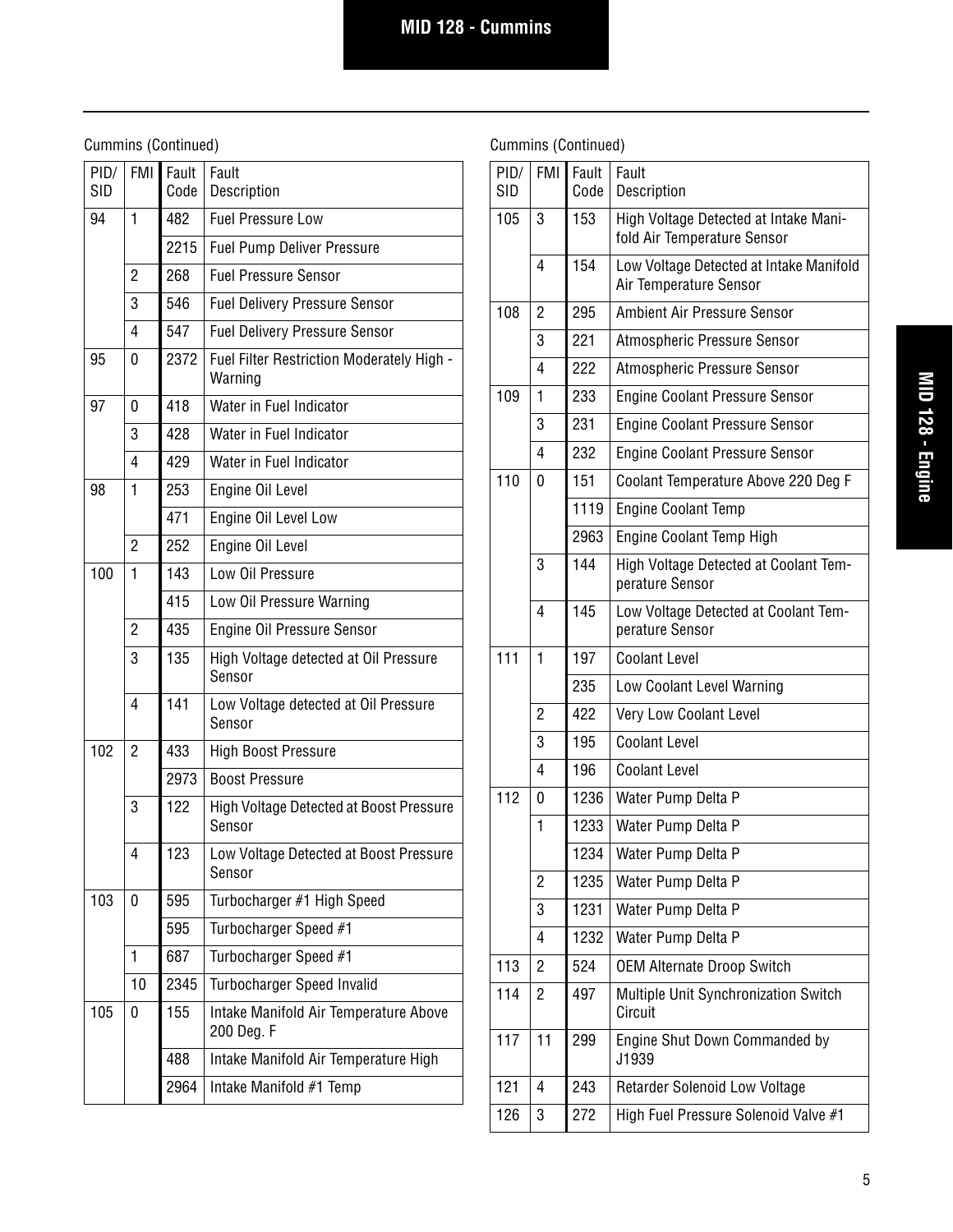Cummins (Continued)

| PID/ SID | FMI | Fault Code | Fault Description |
|---|---|---|---|
| 94 | 1 | 482 | Fuel Pressure Low |
| | | 2215 | Fuel Pump Deliver Pressure |
| | 2 | 268 | Fuel Pressure Sensor |
| | 3 | 546 | Fuel Delivery Pressure Sensor |
| | 4 | 547 | Fuel Delivery Pressure Sensor |
| 95 | 0 | 2372 | Fuel Filter Restriction Moderately High - Warning |
| 97 | 0 | 418 | Water in Fuel Indicator |
| | 3 | 428 | Water in Fuel Indicator |
| | 4 | 429 | Water in Fuel Indicator |
| 98 | 1 | 253 | Engine Oil Level |
| | | 471 | Engine Oil Level Low |
| | 2 | 252 | Engine Oil Level |
| 100 | 1 | 143 | Low Oil Pressure |
| | | 415 | Low Oil Pressure Warning |
| | 2 | 435 | Engine Oil Pressure Sensor |
| | 3 | 135 | High Voltage detected at Oil Pressure Sensor |
| | 4 | 141 | Low Voltage detected at Oil Pressure Sensor |
| 102 | 2 | 433 | High Boost Pressure |
| | | 2973 | Boost Pressure |
| | 3 | 122 | High Voltage Detected at Boost Pressure Sensor |
| | 4 | 123 | Low Voltage Detected at Boost Pressure Sensor |
| 103 | 0 | 595 | Turbocharger #1 High Speed |
| | | 595 | Turbocharger Speed #1 |
| | 1 | 687 | Turbocharger Speed #1 |
| | 10 | 2345 | Turbocharger Speed Invalid |
| 105 | 0 | 155 | Intake Manifold Air Temperature Above 200 Deg. F |
| | | 488 | Intake Manifold Air Temperature High |
| | | 2964 | Intake Manifold #1 Temp |

Cummins (Continued)

| PID/ SID | FMI | Fault Code | Fault Description |
|---|---|---|---|
| 105 | 3 | 153 | High Voltage Detected at Intake Manifold Air Temperature Sensor |
| | 4 | 154 | Low Voltage Detected at Intake Manifold Air Temperature Sensor |
| 108 | 2 | 295 | Ambient Air Pressure Sensor |
| | 3 | 221 | Atmospheric Pressure Sensor |
| | 4 | 222 | Atmospheric Pressure Sensor |
| 109 | 1 | 233 | Engine Coolant Pressure Sensor |
| | 3 | 231 | Engine Coolant Pressure Sensor |
| | 4 | 232 | Engine Coolant Pressure Sensor |
| 110 | 0 | 151 | Coolant Temperature Above 220 Deg F |
| | | 1119 | Engine Coolant Temp |
| | | 2963 | Engine Coolant Temp High |
| | 3 | 144 | High Voltage Detected at Coolant Temperature Sensor |
| | 4 | 145 | Low Voltage Detected at Coolant Temperature Sensor |
| 111 | 1 | 197 | Coolant Level |
| | | 235 | Low Coolant Level Warning |
| | 2 | 422 | Very Low Coolant Level |
| | 3 | 195 | Coolant Level |
| | 4 | 196 | Coolant Level |
| 112 | 0 | 1236 | Water Pump Delta P |
| | 1 | 1233 | Water Pump Delta P |
| | | 1234 | Water Pump Delta P |
| | 2 | 1235 | Water Pump Delta P |
| | 3 | 1231 | Water Pump Delta P |
| | 4 | 1232 | Water Pump Delta P |
| 113 | 2 | 524 | OEM Alternate Droop Switch |
| 114 | 2 | 497 | Multiple Unit Synchronization Switch Circuit |
| 117 | 11 | 299 | Engine Shut Down Commanded by J1939 |
| 121 | 4 | 243 | Retarder Solenoid Low Voltage |
| 126 | 3 | 272 | High Fuel Pressure Solenoid Valve #1 |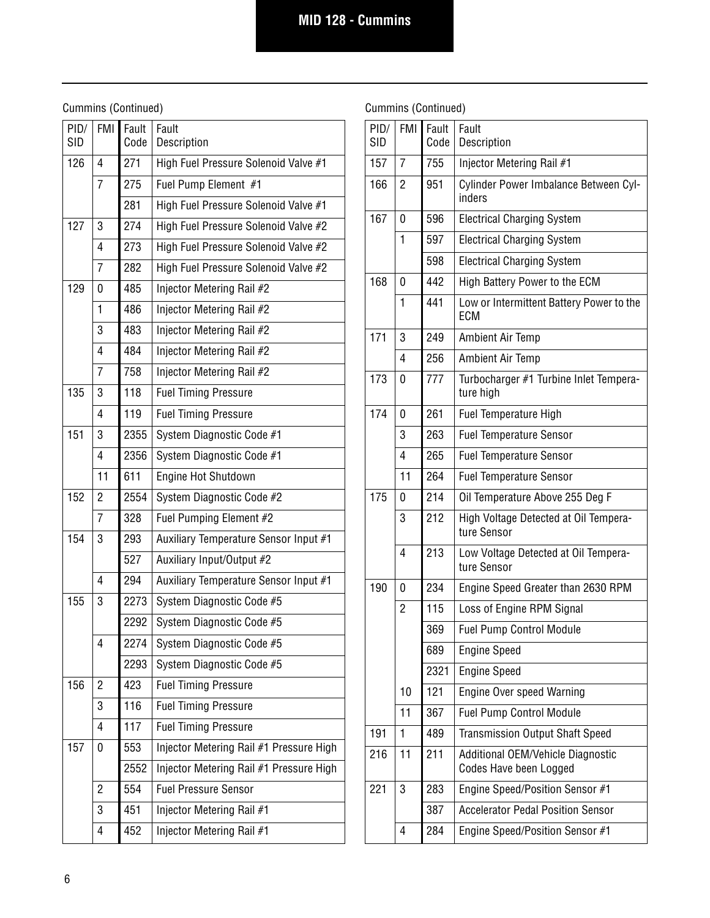## MID 128 - Cummins

Cummins (Continued)

| PID/ SID | FMI | Fault Code | Fault Description |
|---|---|---|---|
| 126 | 4 | 271 | High Fuel Pressure Solenoid Valve #1 |
| | 7 | 275 | Fuel Pump Element #1 |
| | | 281 | High Fuel Pressure Solenoid Valve #1 |
| 127 | 3 | 274 | High Fuel Pressure Solenoid Valve #2 |
| | 4 | 273 | High Fuel Pressure Solenoid Valve #2 |
| | 7 | 282 | High Fuel Pressure Solenoid Valve #2 |
| 129 | 0 | 485 | Injector Metering Rail #2 |
| | 1 | 486 | Injector Metering Rail #2 |
| | 3 | 483 | Injector Metering Rail #2 |
| | 4 | 484 | Injector Metering Rail #2 |
| | 7 | 758 | Injector Metering Rail #2 |
| 135 | 3 | 118 | Fuel Timing Pressure |
| | 4 | 119 | Fuel Timing Pressure |
| 151 | 3 | 2355 | System Diagnostic Code #1 |
| | 4 | 2356 | System Diagnostic Code #1 |
| | 11 | 611 | Engine Hot Shutdown |
| 152 | 2 | 2554 | System Diagnostic Code #2 |
| | 7 | 328 | Fuel Pumping Element #2 |
| 154 | 3 | 293 | Auxiliary Temperature Sensor Input #1 |
| | | 527 | Auxiliary Input/Output #2 |
| | 4 | 294 | Auxiliary Temperature Sensor Input #1 |
| 155 | 3 | 2273 | System Diagnostic Code #5 |
| | | 2292 | System Diagnostic Code #5 |
| | 4 | 2274 | System Diagnostic Code #5 |
| | | 2293 | System Diagnostic Code #5 |
| 156 | 2 | 423 | Fuel Timing Pressure |
| | 3 | 116 | Fuel Timing Pressure |
| | 4 | 117 | Fuel Timing Pressure |
| 157 | 0 | 553 | Injector Metering Rail #1 Pressure High |
| | | 2552 | Injector Metering Rail #1 Pressure High |
| | 2 | 554 | Fuel Pressure Sensor |
| | 3 | 451 | Injector Metering Rail #1 |
| | 4 | 452 | Injector Metering Rail #1 |

Cummins (Continued)

| PID/ SID | FMI | Fault Code | Fault Description |
|---|---|---|---|
| 157 | 7 | 755 | Injector Metering Rail #1 |
| 166 | 2 | 951 | Cylinder Power Imbalance Between Cylinders |
| 167 | 0 | 596 | Electrical Charging System |
| | 1 | 597 | Electrical Charging System |
| | | 598 | Electrical Charging System |
| 168 | 0 | 442 | High Battery Power to the ECM |
| | 1 | 441 | Low or Intermittent Battery Power to the ECM |
| 171 | 3 | 249 | Ambient Air Temp |
| | 4 | 256 | Ambient Air Temp |
| 173 | 0 | 777 | Turbocharger #1 Turbine Inlet Temperature high |
| 174 | 0 | 261 | Fuel Temperature High |
| | 3 | 263 | Fuel Temperature Sensor |
| | 4 | 265 | Fuel Temperature Sensor |
| | 11 | 264 | Fuel Temperature Sensor |
| 175 | 0 | 214 | Oil Temperature Above 255 Deg F |
| | 3 | 212 | High Voltage Detected at Oil Temperature Sensor |
| | 4 | 213 | Low Voltage Detected at Oil Temperature Sensor |
| 190 | 0 | 234 | Engine Speed Greater than 2630 RPM |
| | 2 | 115 | Loss of Engine RPM Signal |
| | | 369 | Fuel Pump Control Module |
| | | 689 | Engine Speed |
| | | 2321 | Engine Speed |
| | 10 | 121 | Engine Over speed Warning |
| | 11 | 367 | Fuel Pump Control Module |
| 191 | 1 | 489 | Transmission Output Shaft Speed |
| 216 | 11 | 211 | Additional OEM/Vehicle Diagnostic Codes Have been Logged |
| 221 | 3 | 283 | Engine Speed/Position Sensor #1 |
| | | 387 | Accelerator Pedal Position Sensor |
| | 4 | 284 | Engine Speed/Position Sensor #1 |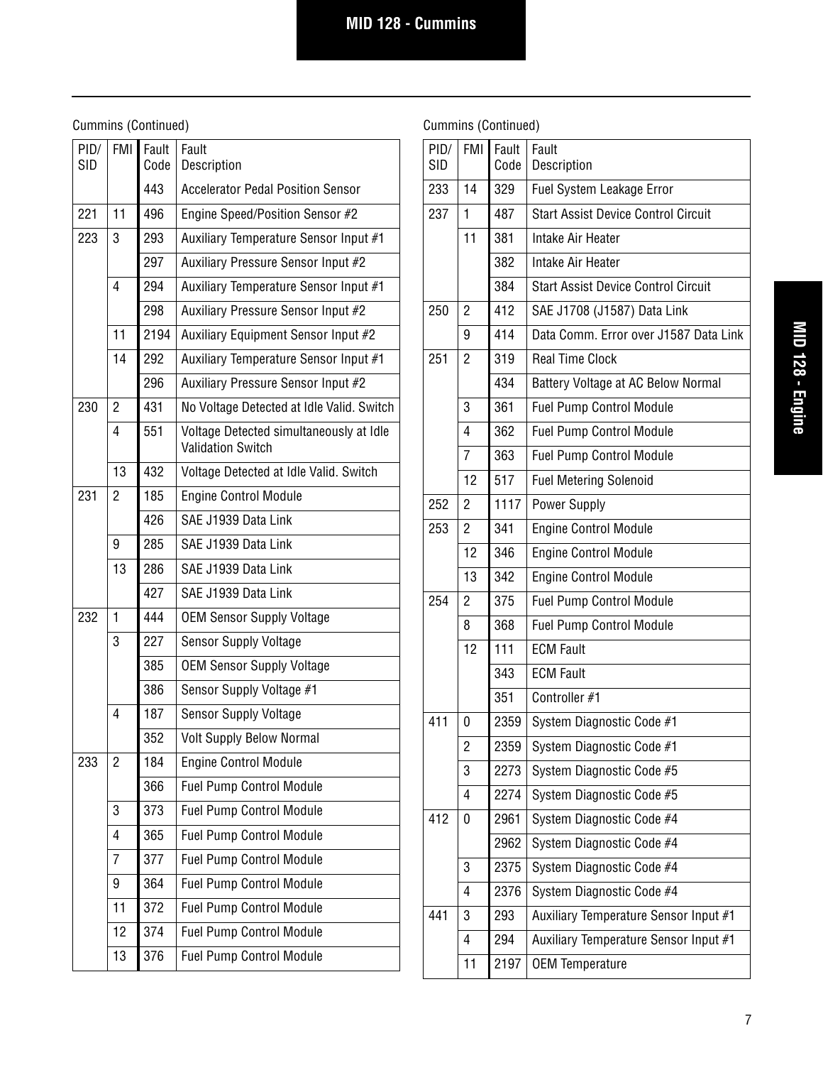Cummins (Continued)

| PID/ SID | FMI | Fault Code | Fault Description |
|---|---|---|---|
| | | 443 | Accelerator Pedal Position Sensor |
| 221 | 11 | 496 | Engine Speed/Position Sensor #2 |
| 223 | 3 | 293 | Auxiliary Temperature Sensor Input #1 |
| | | 297 | Auxiliary Pressure Sensor Input #2 |
| | 4 | 294 | Auxiliary Temperature Sensor Input #1 |
| | | 298 | Auxiliary Pressure Sensor Input #2 |
| | 11 | 2194 | Auxiliary Equipment Sensor Input #2 |
| | 14 | 292 | Auxiliary Temperature Sensor Input #1 |
| | | 296 | Auxiliary Pressure Sensor Input #2 |
| 230 | 2 | 431 | No Voltage Detected at Idle Valid. Switch |
| | 4 | 551 | Voltage Detected simultaneously at Idle Validation Switch |
| | 13 | 432 | Voltage Detected at Idle Valid. Switch |
| 231 | 2 | 185 | Engine Control Module |
| | | 426 | SAE J1939 Data Link |
| | 9 | 285 | SAE J1939 Data Link |
| | 13 | 286 | SAE J1939 Data Link |
| | | 427 | SAE J1939 Data Link |
| 232 | 1 | 444 | OEM Sensor Supply Voltage |
| | 3 | 227 | Sensor Supply Voltage |
| | | 385 | OEM Sensor Supply Voltage |
| | | 386 | Sensor Supply Voltage #1 |
| | 4 | 187 | Sensor Supply Voltage |
| | | 352 | Volt Supply Below Normal |
| 233 | 2 | 184 | Engine Control Module |
| | | 366 | Fuel Pump Control Module |
| | 3 | 373 | Fuel Pump Control Module |
| | 4 | 365 | Fuel Pump Control Module |
| | 7 | 377 | Fuel Pump Control Module |
| | 9 | 364 | Fuel Pump Control Module |
| | 11 | 372 | Fuel Pump Control Module |
| | 12 | 374 | Fuel Pump Control Module |
| | 13 | 376 | Fuel Pump Control Module |

Cummins (Continued)

| PID/ SID | FMI | Fault Code | Fault Description |
|---|---|---|---|
| 233 | 14 | 329 | Fuel System Leakage Error |
| 237 | 1 | 487 | Start Assist Device Control Circuit |
| | 11 | 381 | Intake Air Heater |
| | | 382 | Intake Air Heater |
| | | 384 | Start Assist Device Control Circuit |
| 250 | 2 | 412 | SAE J1708 (J1587) Data Link |
| | 9 | 414 | Data Comm. Error over J1587 Data Link |
| 251 | 2 | 319 | Real Time Clock |
| | | 434 | Battery Voltage at AC Below Normal |
| | 3 | 361 | Fuel Pump Control Module |
| | 4 | 362 | Fuel Pump Control Module |
| | 7 | 363 | Fuel Pump Control Module |
| | 12 | 517 | Fuel Metering Solenoid |
| 252 | 2 | 1117 | Power Supply |
| 253 | 2 | 341 | Engine Control Module |
| | 12 | 346 | Engine Control Module |
| | 13 | 342 | Engine Control Module |
| 254 | 2 | 375 | Fuel Pump Control Module |
| | 8 | 368 | Fuel Pump Control Module |
| | 12 | 111 | ECM Fault |
| | | 343 | ECM Fault |
| | | 351 | Controller #1 |
| 411 | 0 | 2359 | System Diagnostic Code #1 |
| | 2 | 2359 | System Diagnostic Code #1 |
| | 3 | 2273 | System Diagnostic Code #5 |
| | 4 | 2274 | System Diagnostic Code #5 |
| 412 | 0 | 2961 | System Diagnostic Code #4 |
| | | 2962 | System Diagnostic Code #4 |
| | 3 | 2375 | System Diagnostic Code #4 |
| | 4 | 2376 | System Diagnostic Code #4 |
| 441 | 3 | 293 | Auxiliary Temperature Sensor Input #1 |
| | 4 | 294 | Auxiliary Temperature Sensor Input #1 |
| | 11 | 2197 | OEM Temperature |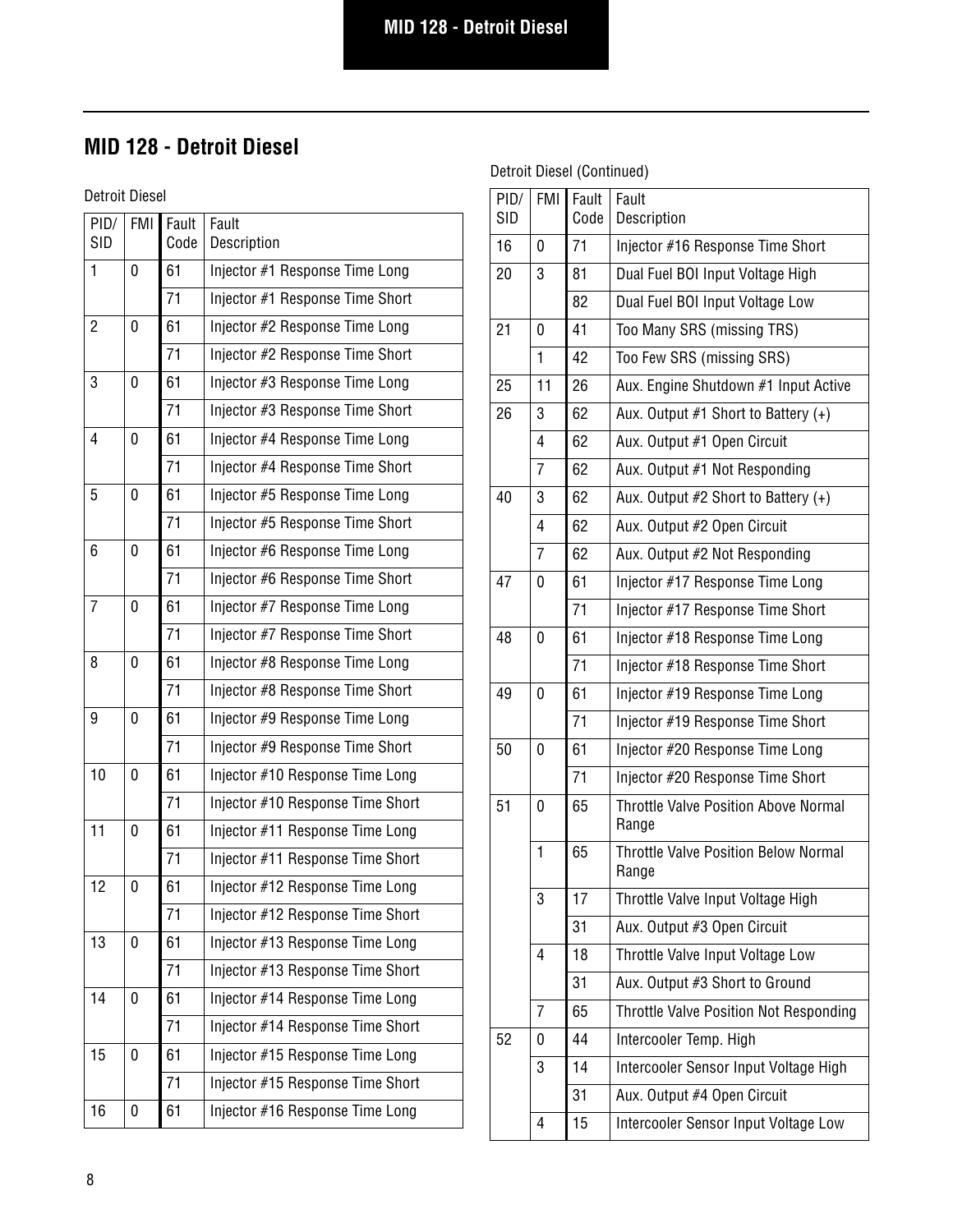## MID 128 - Detroit Diesel

Detroit Diesel

| PID/ SID | FMI | Fault Code | Fault Description |
|---|---|---|---|
| 1 | 0 | 61 | Injector #1 Response Time Long |
| | | 71 | Injector #1 Response Time Short |
| 2 | 0 | 61 | Injector #2 Response Time Long |
| | | 71 | Injector #2 Response Time Short |
| 3 | 0 | 61 | Injector #3 Response Time Long |
| | | 71 | Injector #3 Response Time Short |
| 4 | 0 | 61 | Injector #4 Response Time Long |
| | | 71 | Injector #4 Response Time Short |
| 5 | 0 | 61 | Injector #5 Response Time Long |
| | | 71 | Injector #5 Response Time Short |
| 6 | 0 | 61 | Injector #6 Response Time Long |
| | | 71 | Injector #6 Response Time Short |
| 7 | 0 | 61 | Injector #7 Response Time Long |
| | | 71 | Injector #7 Response Time Short |
| 8 | 0 | 61 | Injector #8 Response Time Long |
| | | 71 | Injector #8 Response Time Short |
| 9 | 0 | 61 | Injector #9 Response Time Long |
| | | 71 | Injector #9 Response Time Short |
| 10 | 0 | 61 | Injector #10 Response Time Long |
| | | 71 | Injector #10 Response Time Short |
| 11 | 0 | 61 | Injector #11 Response Time Long |
| | | 71 | Injector #11 Response Time Short |
| 12 | 0 | 61 | Injector #12 Response Time Long |
| | | 71 | Injector #12 Response Time Short |
| 13 | 0 | 61 | Injector #13 Response Time Long |
| | | 71 | Injector #13 Response Time Short |
| 14 | 0 | 61 | Injector #14 Response Time Long |
| | | 71 | Injector #14 Response Time Short |
| 15 | 0 | 61 | Injector #15 Response Time Long |
| | | 71 | Injector #15 Response Time Short |
| 16 | 0 | 61 | Injector #16 Response Time Long |

Detroit Diesel (Continued)

| PID/ SID | FMI | Fault Code | Fault Description |
|---|---|---|---|
| 16 | 0 | 71 | Injector #16 Response Time Short |
| 20 | 3 | 81 | Dual Fuel BOI Input Voltage High |
| | | 82 | Dual Fuel BOI Input Voltage Low |
| 21 | 0 | 41 | Too Many SRS (missing TRS) |
| | 1 | 42 | Too Few SRS (missing SRS) |
| 25 | 11 | 26 | Aux. Engine Shutdown #1 Input Active |
| 26 | 3 | 62 | Aux. Output #1 Short to Battery (+) |
| | 4 | 62 | Aux. Output #1 Open Circuit |
| | 7 | 62 | Aux. Output #1 Not Responding |
| 40 | 3 | 62 | Aux. Output #2 Short to Battery (+) |
| | 4 | 62 | Aux. Output #2 Open Circuit |
| | 7 | 62 | Aux. Output #2 Not Responding |
| 47 | 0 | 61 | Injector #17 Response Time Long |
| | | 71 | Injector #17 Response Time Short |
| 48 | 0 | 61 | Injector #18 Response Time Long |
| | | 71 | Injector #18 Response Time Short |
| 49 | 0 | 61 | Injector #19 Response Time Long |
| | | 71 | Injector #19 Response Time Short |
| 50 | 0 | 61 | Injector #20 Response Time Long |
| | | 71 | Injector #20 Response Time Short |
| 51 | 0 | 65 | Throttle Valve Position Above Normal Range |
| | 1 | 65 | Throttle Valve Position Below Normal Range |
| | 3 | 17 | Throttle Valve Input Voltage High |
| | | 31 | Aux. Output #3 Open Circuit |
| | 4 | 18 | Throttle Valve Input Voltage Low |
| | | 31 | Aux. Output #3 Short to Ground |
| | 7 | 65 | Throttle Valve Position Not Responding |
| 52 | 0 | 44 | Intercooler Temp. High |
| | 3 | 14 | Intercooler Sensor Input Voltage High |
| | | 31 | Aux. Output #4 Open Circuit |
| | 4 | 15 | Intercooler Sensor Input Voltage Low |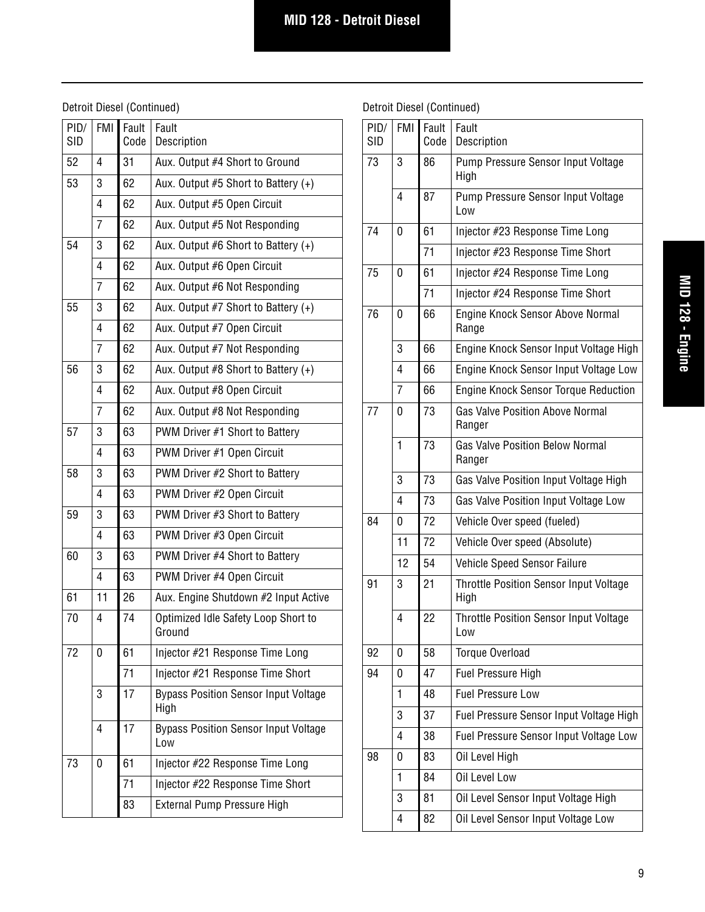Detroit Diesel (Continued)

| PID/ SID | FMI | Fault Code | Fault Description |
|---|---|---|---|
| 52 | 4 | 31 | Aux. Output #4 Short to Ground |
| 53 | 3 | 62 | Aux. Output #5 Short to Battery (+) |
| | 4 | 62 | Aux. Output #5 Open Circuit |
| | 7 | 62 | Aux. Output #5 Not Responding |
| 54 | 3 | 62 | Aux. Output #6 Short to Battery (+) |
| | 4 | 62 | Aux. Output #6 Open Circuit |
| | 7 | 62 | Aux. Output #6 Not Responding |
| 55 | 3 | 62 | Aux. Output #7 Short to Battery (+) |
| | 4 | 62 | Aux. Output #7 Open Circuit |
| | 7 | 62 | Aux. Output #7 Not Responding |
| 56 | 3 | 62 | Aux. Output #8 Short to Battery (+) |
| | 4 | 62 | Aux. Output #8 Open Circuit |
| | 7 | 62 | Aux. Output #8 Not Responding |
| 57 | 3 | 63 | PWM Driver #1 Short to Battery |
| | 4 | 63 | PWM Driver #1 Open Circuit |
| 58 | 3 | 63 | PWM Driver #2 Short to Battery |
| | 4 | 63 | PWM Driver #2 Open Circuit |
| 59 | 3 | 63 | PWM Driver #3 Short to Battery |
| | 4 | 63 | PWM Driver #3 Open Circuit |
| 60 | 3 | 63 | PWM Driver #4 Short to Battery |
| | 4 | 63 | PWM Driver #4 Open Circuit |
| 61 | 11 | 26 | Aux. Engine Shutdown #2 Input Active |
| 70 | 4 | 74 | Optimized Idle Safety Loop Short to Ground |
| 72 | 0 | 61 | Injector #21 Response Time Long |
| | | 71 | Injector #21 Response Time Short |
| | 3 | 17 | Bypass Position Sensor Input Voltage High |
| | 4 | 17 | Bypass Position Sensor Input Voltage Low |
| 73 | 0 | 61 | Injector #22 Response Time Long |
| | | 71 | Injector #22 Response Time Short |
| | | 83 | External Pump Pressure High |

Detroit Diesel (Continued)

| PID/ SID | FMI | Fault Code | Fault Description |
|---|---|---|---|
| 73 | 3 | 86 | Pump Pressure Sensor Input Voltage High |
| | 4 | 87 | Pump Pressure Sensor Input Voltage Low |
| 74 | 0 | 61 | Injector #23 Response Time Long |
| | | 71 | Injector #23 Response Time Short |
| 75 | 0 | 61 | Injector #24 Response Time Long |
| | | 71 | Injector #24 Response Time Short |
| 76 | 0 | 66 | Engine Knock Sensor Above Normal Range |
| | 3 | 66 | Engine Knock Sensor Input Voltage High |
| | 4 | 66 | Engine Knock Sensor Input Voltage Low |
| | 7 | 66 | Engine Knock Sensor Torque Reduction |
| 77 | 0 | 73 | Gas Valve Position Above Normal Ranger |
| | 1 | 73 | Gas Valve Position Below Normal Ranger |
| | 3 | 73 | Gas Valve Position Input Voltage High |
| | 4 | 73 | Gas Valve Position Input Voltage Low |
| 84 | 0 | 72 | Vehicle Over speed (fueled) |
| | 11 | 72 | Vehicle Over speed (Absolute) |
| | 12 | 54 | Vehicle Speed Sensor Failure |
| 91 | 3 | 21 | Throttle Position Sensor Input Voltage High |
| | 4 | 22 | Throttle Position Sensor Input Voltage Low |
| 92 | 0 | 58 | Torque Overload |
| 94 | 0 | 47 | Fuel Pressure High |
| | 1 | 48 | Fuel Pressure Low |
| | 3 | 37 | Fuel Pressure Sensor Input Voltage High |
| | 4 | 38 | Fuel Pressure Sensor Input Voltage Low |
| 98 | 0 | 83 | Oil Level High |
| | 1 | 84 | Oil Level Low |
| | 3 | 81 | Oil Level Sensor Input Voltage High |
| | 4 | 82 | Oil Level Sensor Input Voltage Low |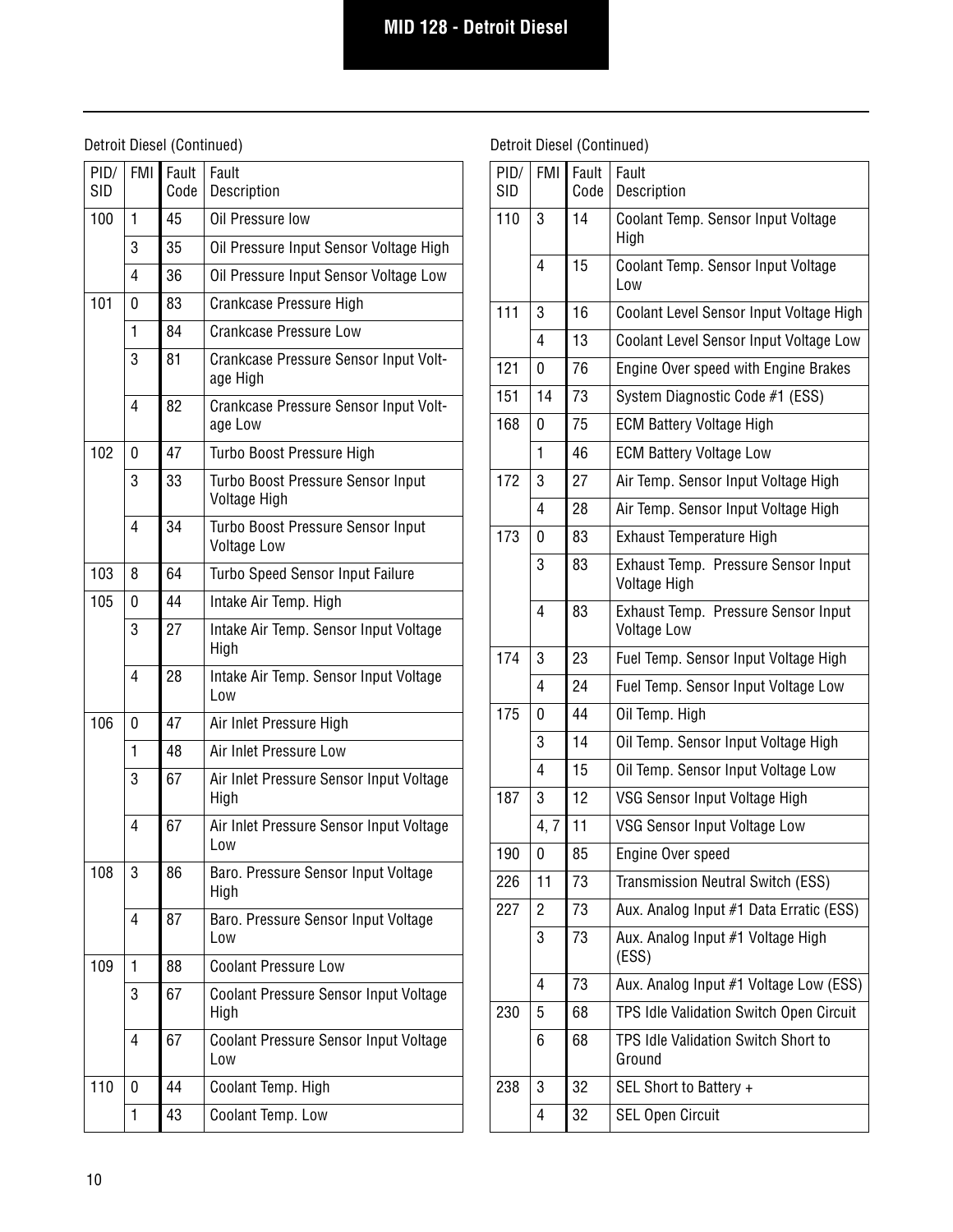# MID 128 - Detroit Diesel

Detroit Diesel (Continued)

| PID/SID | FMI | Fault Code | Fault Description |
|---|---|---|---|
| 100 | 1 | 45 | Oil Pressure low |
| | 3 | 35 | Oil Pressure Input Sensor Voltage High |
| | 4 | 36 | Oil Pressure Input Sensor Voltage Low |
| 101 | 0 | 83 | Crankcase Pressure High |
| | 1 | 84 | Crankcase Pressure Low |
| | 3 | 81 | Crankcase Pressure Sensor Input Voltage High |
| | 4 | 82 | Crankcase Pressure Sensor Input Voltage Low |
| 102 | 0 | 47 | Turbo Boost Pressure High |
| | 3 | 33 | Turbo Boost Pressure Sensor Input Voltage High |
| | 4 | 34 | Turbo Boost Pressure Sensor Input Voltage Low |
| 103 | 8 | 64 | Turbo Speed Sensor Input Failure |
| 105 | 0 | 44 | Intake Air Temp. High |
| | 3 | 27 | Intake Air Temp. Sensor Input Voltage High |
| | 4 | 28 | Intake Air Temp. Sensor Input Voltage Low |
| 106 | 0 | 47 | Air Inlet Pressure High |
| | 1 | 48 | Air Inlet Pressure Low |
| | 3 | 67 | Air Inlet Pressure Sensor Input Voltage High |
| | 4 | 67 | Air Inlet Pressure Sensor Input Voltage Low |
| 108 | 3 | 86 | Baro. Pressure Sensor Input Voltage High |
| | 4 | 87 | Baro. Pressure Sensor Input Voltage Low |
| 109 | 1 | 88 | Coolant Pressure Low |
| | 3 | 67 | Coolant Pressure Sensor Input Voltage High |
| | 4 | 67 | Coolant Pressure Sensor Input Voltage Low |
| 110 | 0 | 44 | Coolant Temp. High |
| | 1 | 43 | Coolant Temp. Low |

Detroit Diesel (Continued)

| PID/SID | FMI | Fault Code | Fault Description |
|---|---|---|---|
| 110 | 3 | 14 | Coolant Temp. Sensor Input Voltage High |
| | 4 | 15 | Coolant Temp. Sensor Input Voltage Low |
| 111 | 3 | 16 | Coolant Level Sensor Input Voltage High |
| | 4 | 13 | Coolant Level Sensor Input Voltage Low |
| 121 | 0 | 76 | Engine Over speed with Engine Brakes |
| 151 | 14 | 73 | System Diagnostic Code #1 (ESS) |
| 168 | 0 | 75 | ECM Battery Voltage High |
| | 1 | 46 | ECM Battery Voltage Low |
| 172 | 3 | 27 | Air Temp. Sensor Input Voltage High |
| | 4 | 28 | Air Temp. Sensor Input Voltage High |
| 173 | 0 | 83 | Exhaust Temperature High |
| | 3 | 83 | Exhaust Temp. Pressure Sensor Input Voltage High |
| | 4 | 83 | Exhaust Temp. Pressure Sensor Input Voltage Low |
| 174 | 3 | 23 | Fuel Temp. Sensor Input Voltage High |
| | 4 | 24 | Fuel Temp. Sensor Input Voltage Low |
| 175 | 0 | 44 | Oil Temp. High |
| | 3 | 14 | Oil Temp. Sensor Input Voltage High |
| | 4 | 15 | Oil Temp. Sensor Input Voltage Low |
| 187 | 3 | 12 | VSG Sensor Input Voltage High |
| | 4, 7 | 11 | VSG Sensor Input Voltage Low |
| 190 | 0 | 85 | Engine Over speed |
| 226 | 11 | 73 | Transmission Neutral Switch (ESS) |
| 227 | 2 | 73 | Aux. Analog Input #1 Data Erratic (ESS) |
| | 3 | 73 | Aux. Analog Input #1 Voltage High (ESS) |
| | 4 | 73 | Aux. Analog Input #1 Voltage Low (ESS) |
| 230 | 5 | 68 | TPS Idle Validation Switch Open Circuit |
| | 6 | 68 | TPS Idle Validation Switch Short to Ground |
| 238 | 3 | 32 | SEL Short to Battery + |
| | 4 | 32 | SEL Open Circuit |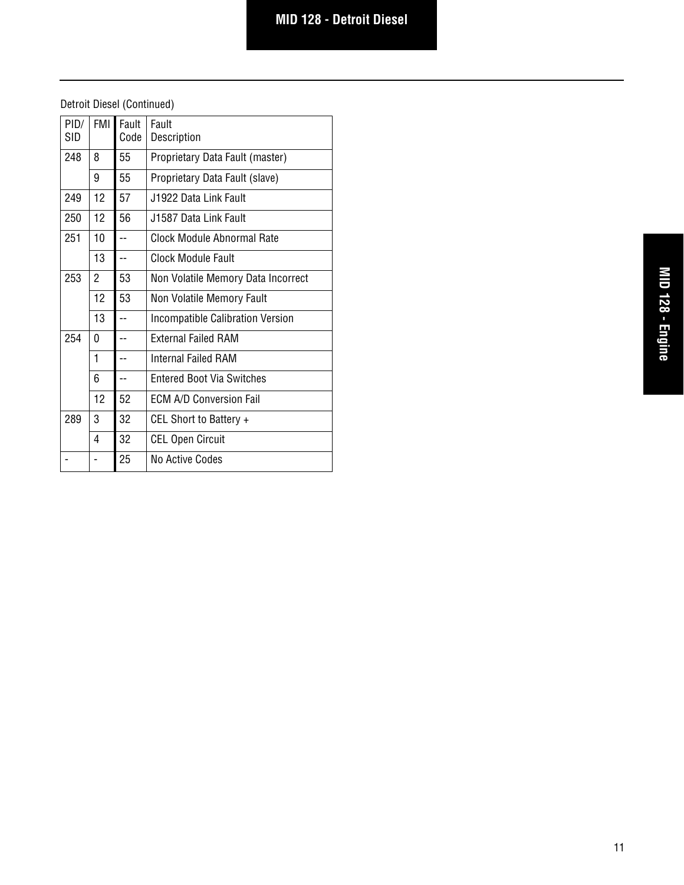Detroit Diesel (Continued)

| PID/SID | FMI | Fault Code | Fault Description |
| --- | --- | --- | --- |
| 248 | 8 | 55 | Proprietary Data Fault (master) |
| | 9 | 55 | Proprietary Data Fault (slave) |
| 249 | 12 | 57 | J1922 Data Link Fault |
| 250 | 12 | 56 | J1587 Data Link Fault |
| 251 | 10 | -- | Clock Module Abnormal Rate |
| | 13 | -- | Clock Module Fault |
| 253 | 2 | 53 | Non Volatile Memory Data Incorrect |
| | 12 | 53 | Non Volatile Memory Fault |
| | 13 | -- | Incompatible Calibration Version |
| 254 | 0 | -- | External Failed RAM |
| | 1 | -- | Internal Failed RAM |
| | 6 | -- | Entered Boot Via Switches |
| | 12 | 52 | ECM A/D Conversion Fail |
| 289 | 3 | 32 | CEL Short to Battery + |
| | 4 | 32 | CEL Open Circuit |
| - | - | 25 | No Active Codes |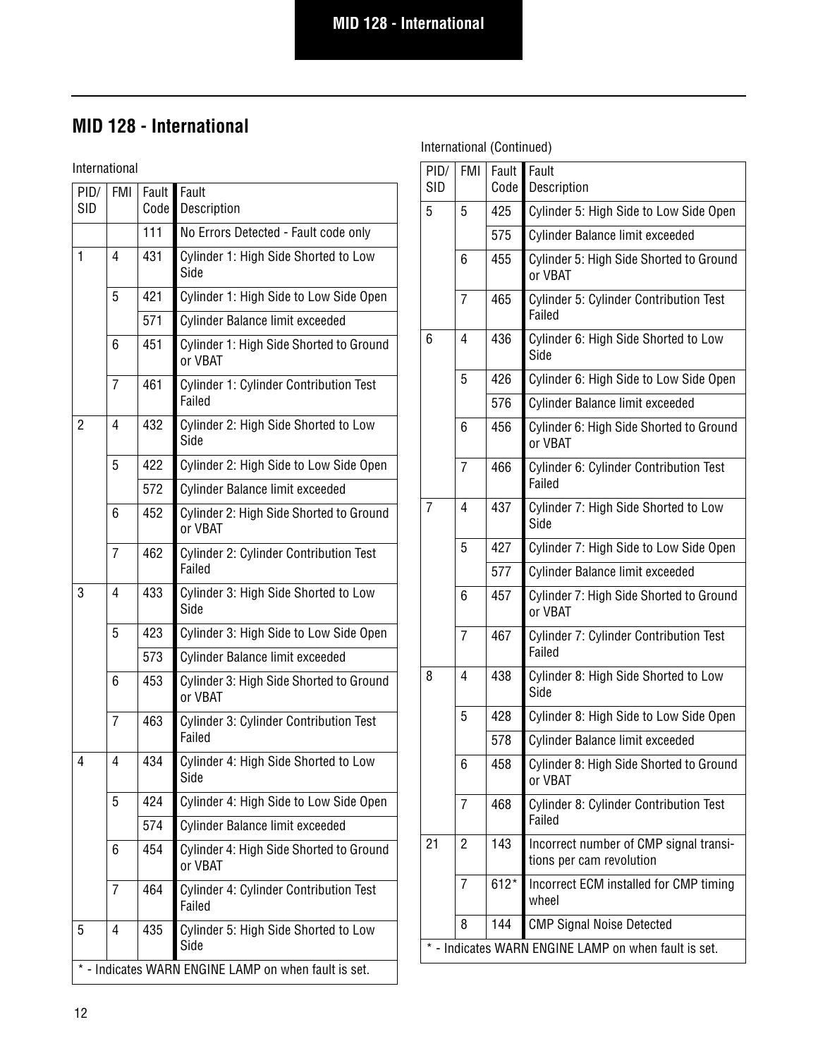## MID 128 - International

International

| PID/ SID | FMI | Fault Code | Fault Description |
|---|---|---|---|
| | | 111 | No Errors Detected - Fault code only |
| 1 | 4 | 431 | Cylinder 1: High Side Shorted to Low Side |
| | 5 | 421 | Cylinder 1: High Side to Low Side Open |
| | | 571 | Cylinder Balance limit exceeded |
| | 6 | 451 | Cylinder 1: High Side Shorted to Ground or VBAT |
| | 7 | 461 | Cylinder 1: Cylinder Contribution Test Failed |
| 2 | 4 | 432 | Cylinder 2: High Side Shorted to Low Side |
| | 5 | 422 | Cylinder 2: High Side to Low Side Open |
| | | 572 | Cylinder Balance limit exceeded |
| | 6 | 452 | Cylinder 2: High Side Shorted to Ground or VBAT |
| | 7 | 462 | Cylinder 2: Cylinder Contribution Test Failed |
| 3 | 4 | 433 | Cylinder 3: High Side Shorted to Low Side |
| | 5 | 423 | Cylinder 3: High Side to Low Side Open |
| | | 573 | Cylinder Balance limit exceeded |
| | 6 | 453 | Cylinder 3: High Side Shorted to Ground or VBAT |
| | 7 | 463 | Cylinder 3: Cylinder Contribution Test Failed |
| 4 | 4 | 434 | Cylinder 4: High Side Shorted to Low Side |
| | 5 | 424 | Cylinder 4: High Side to Low Side Open |
| | | 574 | Cylinder Balance limit exceeded |
| | 6 | 454 | Cylinder 4: High Side Shorted to Ground or VBAT |
| | 7 | 464 | Cylinder 4: Cylinder Contribution Test Failed |
| 5 | 4 | 435 | Cylinder 5: High Side Shorted to Low Side |
| * - Indicates WARN ENGINE LAMP on when fault is set. | | | |

International (Continued)

| PID/ SID | FMI | Fault Code | Fault Description |
|---|---|---|---|
| 5 | 5 | 425 | Cylinder 5: High Side to Low Side Open |
| | | 575 | Cylinder Balance limit exceeded |
| | 6 | 455 | Cylinder 5: High Side Shorted to Ground or VBAT |
| | 7 | 465 | Cylinder 5: Cylinder Contribution Test Failed |
| 6 | 4 | 436 | Cylinder 6: High Side Shorted to Low Side |
| | 5 | 426 | Cylinder 6: High Side to Low Side Open |
| | | 576 | Cylinder Balance limit exceeded |
| | 6 | 456 | Cylinder 6: High Side Shorted to Ground or VBAT |
| | 7 | 466 | Cylinder 6: Cylinder Contribution Test Failed |
| 7 | 4 | 437 | Cylinder 7: High Side Shorted to Low Side |
| | 5 | 427 | Cylinder 7: High Side to Low Side Open |
| | | 577 | Cylinder Balance limit exceeded |
| | 6 | 457 | Cylinder 7: High Side Shorted to Ground or VBAT |
| | 7 | 467 | Cylinder 7: Cylinder Contribution Test Failed |
| 8 | 4 | 438 | Cylinder 8: High Side Shorted to Low Side |
| | 5 | 428 | Cylinder 8: High Side to Low Side Open |
| | | 578 | Cylinder Balance limit exceeded |
| | 6 | 458 | Cylinder 8: High Side Shorted to Ground or VBAT |
| | 7 | 468 | Cylinder 8: Cylinder Contribution Test Failed |
| 21 | 2 | 143 | Incorrect number of CMP signal transitions per cam revolution |
| | 7 | 612* | Incorrect ECM installed for CMP timing wheel |
| | 8 | 144 | CMP Signal Noise Detected |
| * - Indicates WARN ENGINE LAMP on when fault is set. | | | |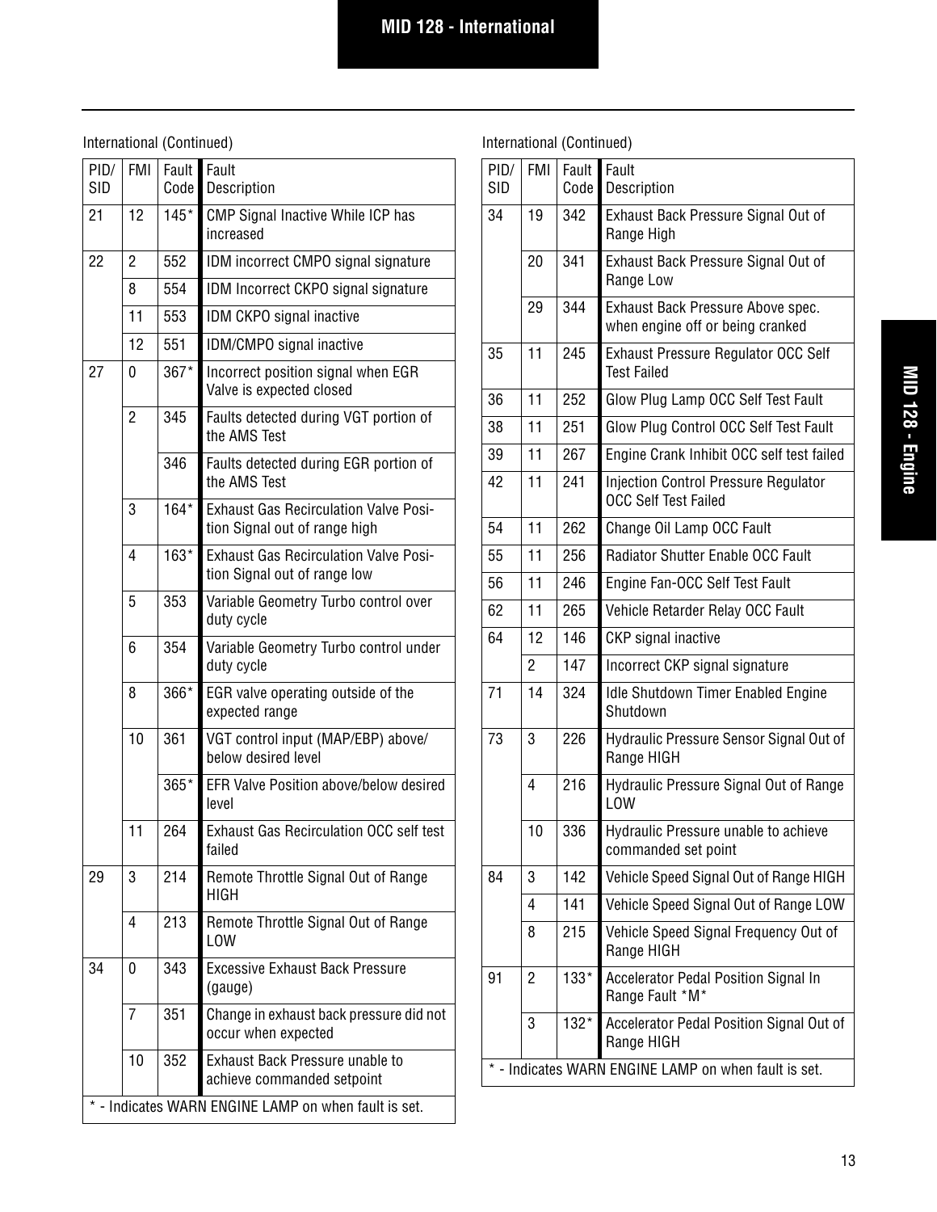International (Continued)

| PID/ SID | FMI | Fault Code | Fault Description |
|---|---|---|---|
| 21 | 12 | 145* | CMP Signal Inactive While ICP has increased |
| 22 | 2 | 552 | IDM incorrect CMPO signal signature |
| | 8 | 554 | IDM Incorrect CKPO signal signature |
| | 11 | 553 | IDM CKPO signal inactive |
| | 12 | 551 | IDM/CMPO signal inactive |
| 27 | 0 | 367* | Incorrect position signal when EGR Valve is expected closed |
| | 2 | 345 | Faults detected during VGT portion of the AMS Test |
| | | 346 | Faults detected during EGR portion of the AMS Test |
| | 3 | 164* | Exhaust Gas Recirculation Valve Position Signal out of range high |
| | 4 | 163* | Exhaust Gas Recirculation Valve Position Signal out of range low |
| | 5 | 353 | Variable Geometry Turbo control over duty cycle |
| | 6 | 354 | Variable Geometry Turbo control under duty cycle |
| | 8 | 366* | EGR valve operating outside of the expected range |
| | 10 | 361 | VGT control input (MAP/EBP) above/ below desired level |
| | | 365* | EFR Valve Position above/below desired level |
| | 11 | 264 | Exhaust Gas Recirculation OCC self test failed |
| 29 | 3 | 214 | Remote Throttle Signal Out of Range HIGH |
| | 4 | 213 | Remote Throttle Signal Out of Range LOW |
| 34 | 0 | 343 | Excessive Exhaust Back Pressure (gauge) |
| | 7 | 351 | Change in exhaust back pressure did not occur when expected |
| | 10 | 352 | Exhaust Back Pressure unable to achieve commanded setpoint |

\* - Indicates WARN ENGINE LAMP on when fault is set.

International (Continued)

| PID/ SID | FMI | Fault Code | Fault Description |
|---|---|---|---|
| 34 | 19 | 342 | Exhaust Back Pressure Signal Out of Range High |
| | 20 | 341 | Exhaust Back Pressure Signal Out of Range Low |
| | 29 | 344 | Exhaust Back Pressure Above spec. when engine off or being cranked |
| 35 | 11 | 245 | Exhaust Pressure Regulator OCC Self Test Failed |
| 36 | 11 | 252 | Glow Plug Lamp OCC Self Test Fault |
| 38 | 11 | 251 | Glow Plug Control OCC Self Test Fault |
| 39 | 11 | 267 | Engine Crank Inhibit OCC self test failed |
| 42 | 11 | 241 | Injection Control Pressure Regulator OCC Self Test Failed |
| 54 | 11 | 262 | Change Oil Lamp OCC Fault |
| 55 | 11 | 256 | Radiator Shutter Enable OCC Fault |
| 56 | 11 | 246 | Engine Fan-OCC Self Test Fault |
| 62 | 11 | 265 | Vehicle Retarder Relay OCC Fault |
| 64 | 12 | 146 | CKP signal inactive |
| | 2 | 147 | Incorrect CKP signal signature |
| 71 | 14 | 324 | Idle Shutdown Timer Enabled Engine Shutdown |
| 73 | 3 | 226 | Hydraulic Pressure Sensor Signal Out of Range HIGH |
| | 4 | 216 | Hydraulic Pressure Signal Out of Range LOW |
| | 10 | 336 | Hydraulic Pressure unable to achieve commanded set point |
| 84 | 3 | 142 | Vehicle Speed Signal Out of Range HIGH |
| | 4 | 141 | Vehicle Speed Signal Out of Range LOW |
| | 8 | 215 | Vehicle Speed Signal Frequency Out of Range HIGH |
| 91 | 2 | 133* | Accelerator Pedal Position Signal In Range Fault *M* |
| | 3 | 132* | Accelerator Pedal Position Signal Out of Range HIGH |

\* - Indicates WARN ENGINE LAMP on when fault is set.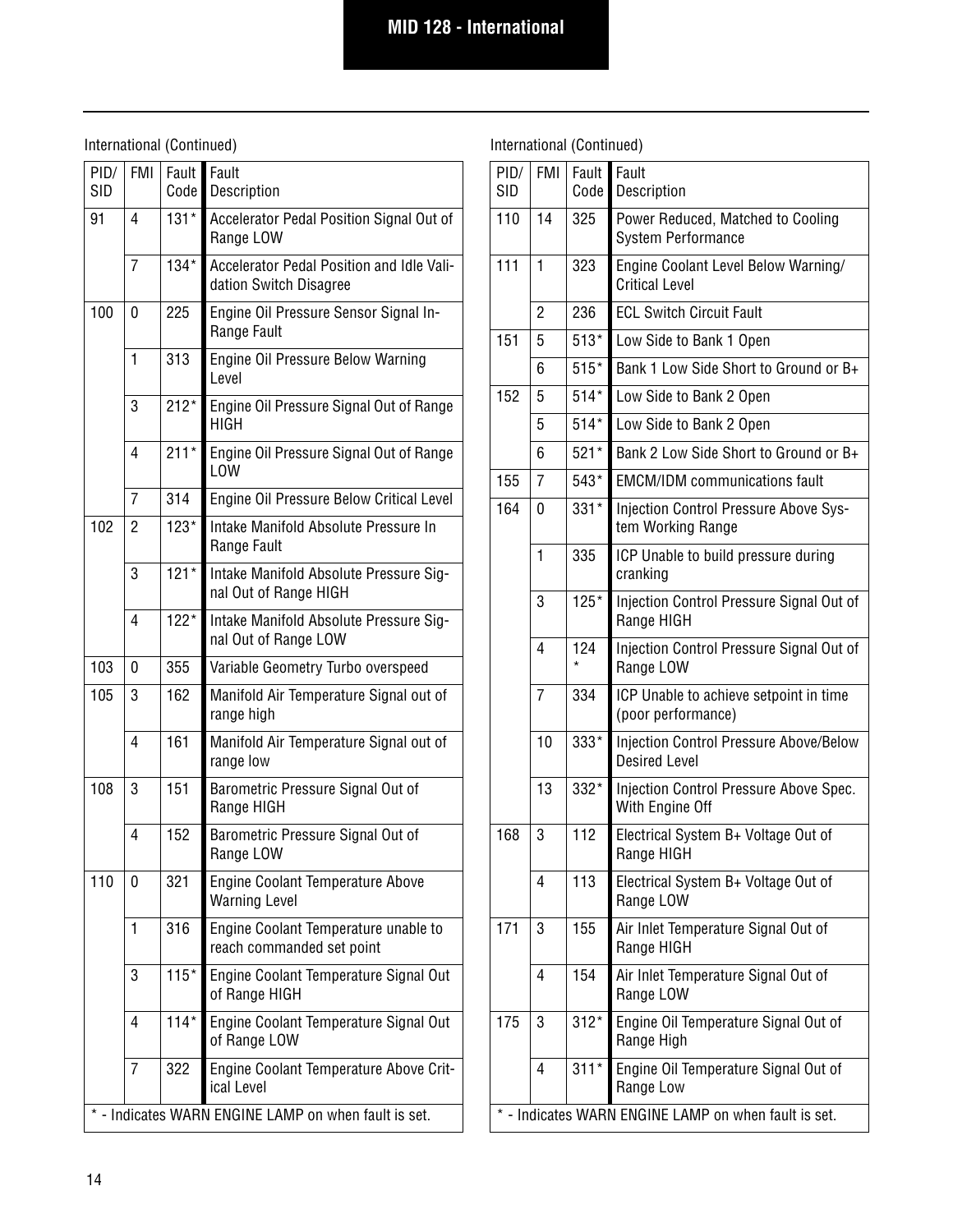## MID 128 - International

International (Continued)

| PID/SID | FMI | Fault Code | Fault Description |
|---|---|---|---|
| 91 | 4 | 131* | Accelerator Pedal Position Signal Out of Range LOW |
| | 7 | 134* | Accelerator Pedal Position and Idle Validation Switch Disagree |
| 100 | 0 | 225 | Engine Oil Pressure Sensor Signal In-Range Fault |
| | 1 | 313 | Engine Oil Pressure Below Warning Level |
| | 3 | 212* | Engine Oil Pressure Signal Out of Range HIGH |
| | 4 | 211* | Engine Oil Pressure Signal Out of Range LOW |
| | 7 | 314 | Engine Oil Pressure Below Critical Level |
| 102 | 2 | 123* | Intake Manifold Absolute Pressure In Range Fault |
| | 3 | 121* | Intake Manifold Absolute Pressure Signal Out of Range HIGH |
| | 4 | 122* | Intake Manifold Absolute Pressure Signal Out of Range LOW |
| 103 | 0 | 355 | Variable Geometry Turbo overspeed |
| 105 | 3 | 162 | Manifold Air Temperature Signal out of range high |
| | 4 | 161 | Manifold Air Temperature Signal out of range low |
| 108 | 3 | 151 | Barometric Pressure Signal Out of Range HIGH |
| | 4 | 152 | Barometric Pressure Signal Out of Range LOW |
| 110 | 0 | 321 | Engine Coolant Temperature Above Warning Level |
| | 1 | 316 | Engine Coolant Temperature unable to reach commanded set point |
| | 3 | 115* | Engine Coolant Temperature Signal Out of Range HIGH |
| | 4 | 114* | Engine Coolant Temperature Signal Out of Range LOW |
| | 7 | 322 | Engine Coolant Temperature Above Critical Level |

\* - Indicates WARN ENGINE LAMP on when fault is set.

International (Continued)

| PID/SID | FMI | Fault Code | Fault Description |
|---|---|---|---|
| 110 | 14 | 325 | Power Reduced, Matched to Cooling System Performance |
| 111 | 1 | 323 | Engine Coolant Level Below Warning/Critical Level |
| | 2 | 236 | ECL Switch Circuit Fault |
| 151 | 5 | 513* | Low Side to Bank 1 Open |
| | 6 | 515* | Bank 1 Low Side Short to Ground or B+ |
| 152 | 5 | 514* | Low Side to Bank 2 Open |
| | 5 | 514* | Low Side to Bank 2 Open |
| | 6 | 521* | Bank 2 Low Side Short to Ground or B+ |
| 155 | 7 | 543* | EMCM/IDM communications fault |
| 164 | 0 | 331* | Injection Control Pressure Above System Working Range |
| | 1 | 335 | ICP Unable to build pressure during cranking |
| | 3 | 125* | Injection Control Pressure Signal Out of Range HIGH |
| | 4 | 124* | Injection Control Pressure Signal Out of Range LOW |
| | 7 | 334 | ICP Unable to achieve setpoint in time (poor performance) |
| | 10 | 333* | Injection Control Pressure Above/Below Desired Level |
| | 13 | 332* | Injection Control Pressure Above Spec. With Engine Off |
| 168 | 3 | 112 | Electrical System B+ Voltage Out of Range HIGH |
| | 4 | 113 | Electrical System B+ Voltage Out of Range LOW |
| 171 | 3 | 155 | Air Inlet Temperature Signal Out of Range HIGH |
| | 4 | 154 | Air Inlet Temperature Signal Out of Range LOW |
| 175 | 3 | 312* | Engine Oil Temperature Signal Out of Range High |
| | 4 | 311* | Engine Oil Temperature Signal Out of Range Low |

\* - Indicates WARN ENGINE LAMP on when fault is set.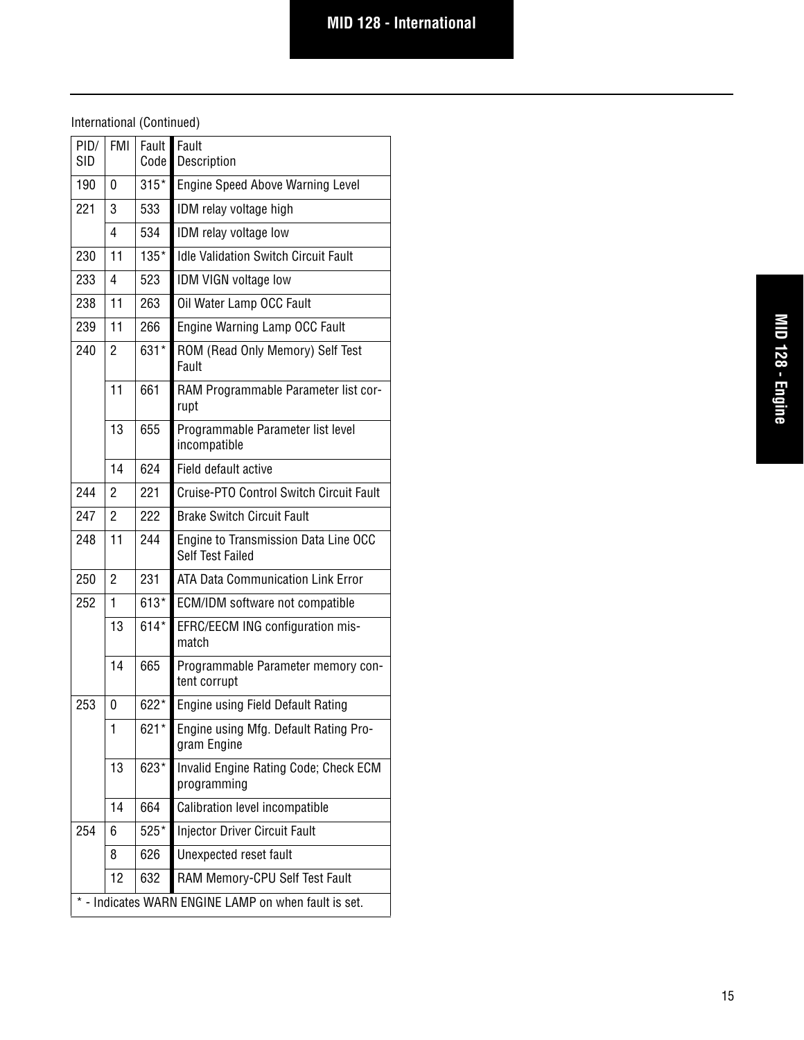International (Continued)

| PID/ SID | FMI | Fault Code | Fault Description |
|---|---|---|---|
| 190 | 0 | 315* | Engine Speed Above Warning Level |
| 221 | 3 | 533 | IDM relay voltage high |
| | 4 | 534 | IDM relay voltage low |
| 230 | 11 | 135* | Idle Validation Switch Circuit Fault |
| 233 | 4 | 523 | IDM VIGN voltage low |
| 238 | 11 | 263 | Oil Water Lamp OCC Fault |
| 239 | 11 | 266 | Engine Warning Lamp OCC Fault |
| 240 | 2 | 631* | ROM (Read Only Memory) Self Test Fault |
| | 11 | 661 | RAM Programmable Parameter list corrupt |
| | 13 | 655 | Programmable Parameter list level incompatible |
| | 14 | 624 | Field default active |
| 244 | 2 | 221 | Cruise-PTO Control Switch Circuit Fault |
| 247 | 2 | 222 | Brake Switch Circuit Fault |
| 248 | 11 | 244 | Engine to Transmission Data Line OCC Self Test Failed |
| 250 | 2 | 231 | ATA Data Communication Link Error |
| 252 | 1 | 613* | ECM/IDM software not compatible |
| | 13 | 614* | EFRC/EECM ING configuration mismatch |
| | 14 | 665 | Programmable Parameter memory content corrupt |
| 253 | 0 | 622* | Engine using Field Default Rating |
| | 1 | 621* | Engine using Mfg. Default Rating Program Engine |
| | 13 | 623* | Invalid Engine Rating Code; Check ECM programming |
| | 14 | 664 | Calibration level incompatible |
| 254 | 6 | 525* | Injector Driver Circuit Fault |
| | 8 | 626 | Unexpected reset fault |
| | 12 | 632 | RAM Memory-CPU Self Test Fault |

* - Indicates WARN ENGINE LAMP on when fault is set.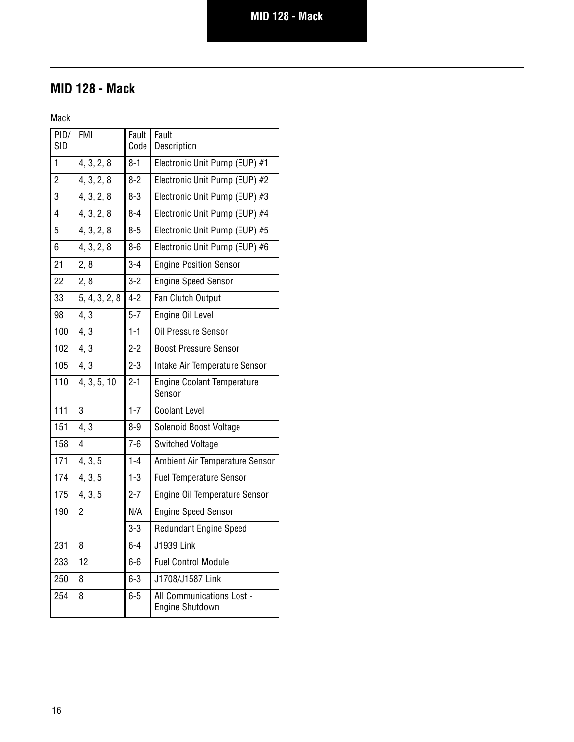## MID 128 - Mack

Mack

| PID/ SID | FMI | Fault Code | Fault Description |
|---|---|---|---|
| 1 | 4, 3, 2, 8 | 8-1 | Electronic Unit Pump (EUP) #1 |
| 2 | 4, 3, 2, 8 | 8-2 | Electronic Unit Pump (EUP) #2 |
| 3 | 4, 3, 2, 8 | 8-3 | Electronic Unit Pump (EUP) #3 |
| 4 | 4, 3, 2, 8 | 8-4 | Electronic Unit Pump (EUP) #4 |
| 5 | 4, 3, 2, 8 | 8-5 | Electronic Unit Pump (EUP) #5 |
| 6 | 4, 3, 2, 8 | 8-6 | Electronic Unit Pump (EUP) #6 |
| 21 | 2, 8 | 3-4 | Engine Position Sensor |
| 22 | 2, 8 | 3-2 | Engine Speed Sensor |
| 33 | 5, 4, 3, 2, 8 | 4-2 | Fan Clutch Output |
| 98 | 4, 3 | 5-7 | Engine Oil Level |
| 100 | 4, 3 | 1-1 | Oil Pressure Sensor |
| 102 | 4, 3 | 2-2 | Boost Pressure Sensor |
| 105 | 4, 3 | 2-3 | Intake Air Temperature Sensor |
| 110 | 4, 3, 5, 10 | 2-1 | Engine Coolant Temperature Sensor |
| 111 | 3 | 1-7 | Coolant Level |
| 151 | 4, 3 | 8-9 | Solenoid Boost Voltage |
| 158 | 4 | 7-6 | Switched Voltage |
| 171 | 4, 3, 5 | 1-4 | Ambient Air Temperature Sensor |
| 174 | 4, 3, 5 | 1-3 | Fuel Temperature Sensor |
| 175 | 4, 3, 5 | 2-7 | Engine Oil Temperature Sensor |
| 190 | 2 | N/A | Engine Speed Sensor |
| | | 3-3 | Redundant Engine Speed |
| 231 | 8 | 6-4 | J1939 Link |
| 233 | 12 | 6-6 | Fuel Control Module |
| 250 | 8 | 6-3 | J1708/J1587 Link |
| 254 | 8 | 6-5 | All Communications Lost - Engine Shutdown |